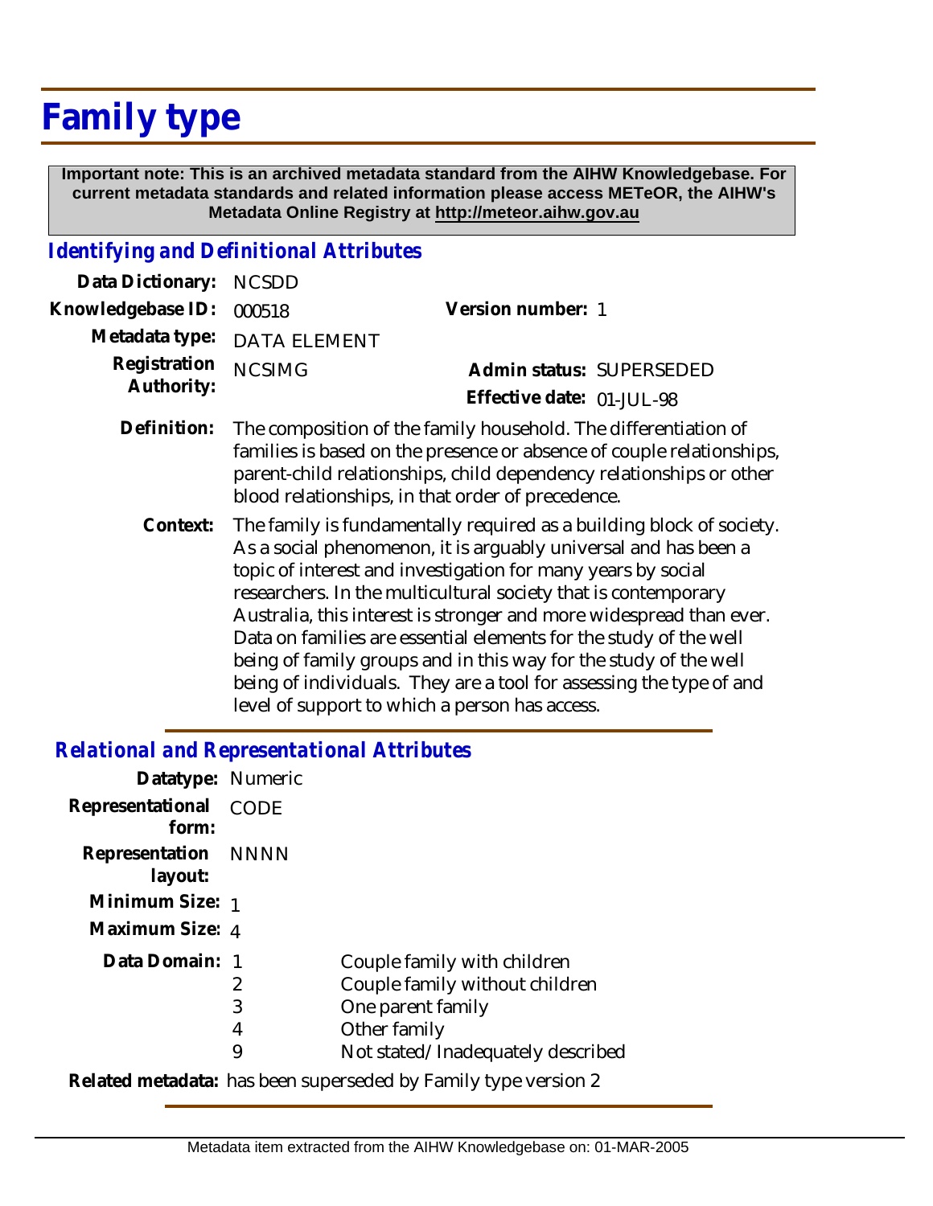# Family type

**Important note: This is an archived metadata standard from the AIHW Knowledgebase. For current metadata standards and related information please access METeOR, the AIHW's Metadata Online Registry at http://meteor.aihw.gov.au**

## *Identifying and Definitional Attributes*

**Data Dictionary:** NCSDD

**Knowledgebase ID:** 000518

**Version number:** 1

**Metadata type:** DATA ELEMENT

**Registration Authority:** NCSIMG

**Admin status:** SUPERSEDED

**Effective date:** 01-JUL-98

**Definition:** The composition of the family household. The differentiation of families is based on the presence or absence of couple relationships, parent-child relationships, child dependency relationships or other blood relationships, in that order of precedence.

**Context:** The family is fundamentally required as a building block of society. As a social phenomenon, it is arguably universal and has been a topic of interest and investigation for many years by social researchers. In the multicultural society that is contemporary Australia, this interest is stronger and more widespread than ever. Data on families are essential elements for the study of the well being of family groups and in this way for the study of the well being of individuals. They are a tool for assessing the type of and level of support to which a person has access.

## *Relational and Representational Attributes*

**Datatype:** Numeric

**Representational form:** CODE

**Representation layout:** NNNN

**Minimum Size:** 1

**Maximum Size:** 4

**Data Domain:**

| Code | Description |
|---|---|
| 1 | Couple family with children |
| 2 | Couple family without children |
| 3 | One parent family |
| 4 | Other family |
| 9 | Not stated/Inadequately described |

**Related metadata:** has been superseded by Family type version 2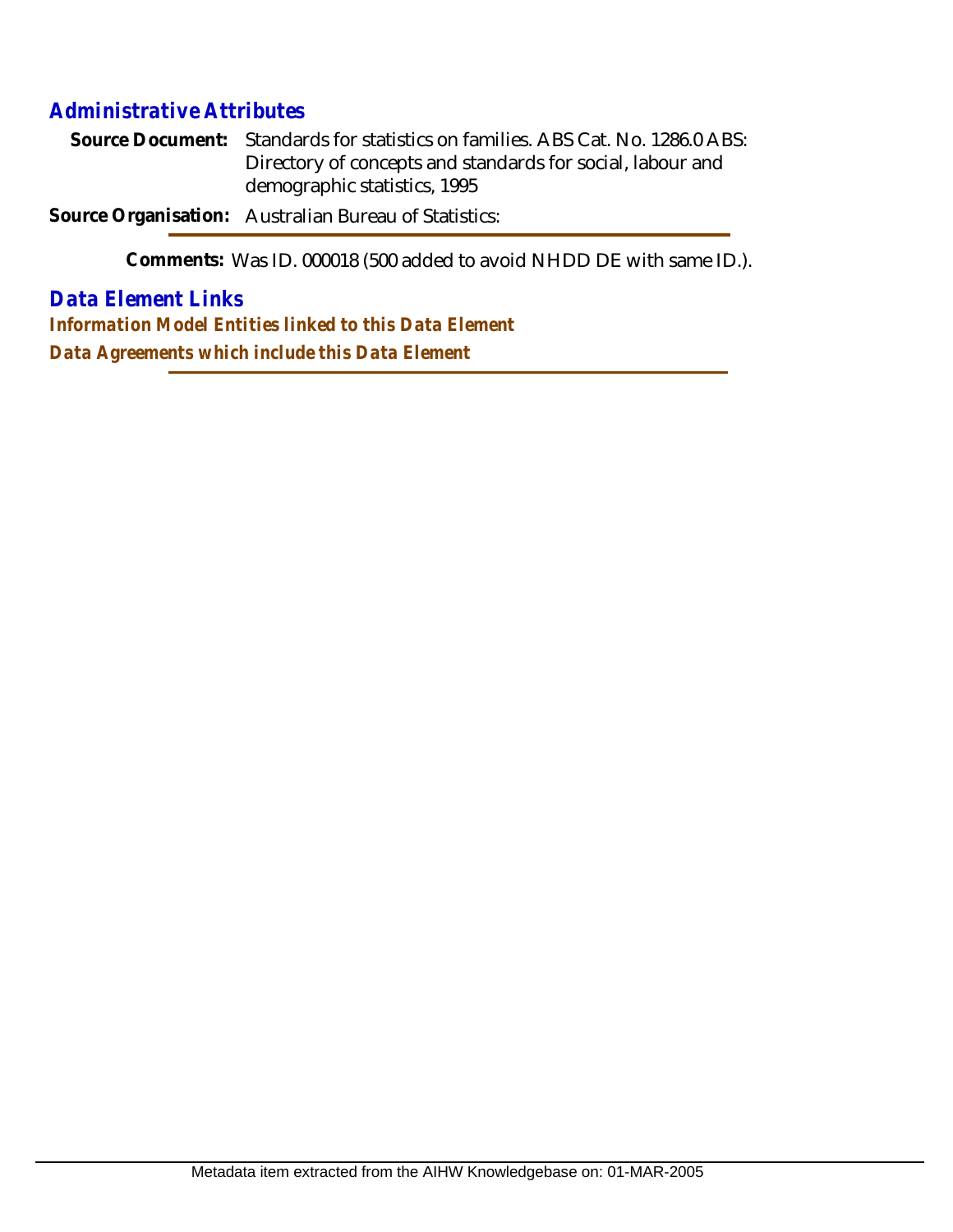## Administrative Attributes

**Source Document:** Standards for statistics on families. ABS Cat. No. 1286.0 ABS: Directory of concepts and standards for social, labour and demographic statistics, 1995

**Source Organisation:** Australian Bureau of Statistics:

**Comments:** Was ID. 000018 (500 added to avoid NHDD DE with same ID.).

## Data Element Links

***Information Model Entities linked to this Data Element***

***Data Agreements which include this Data Element***